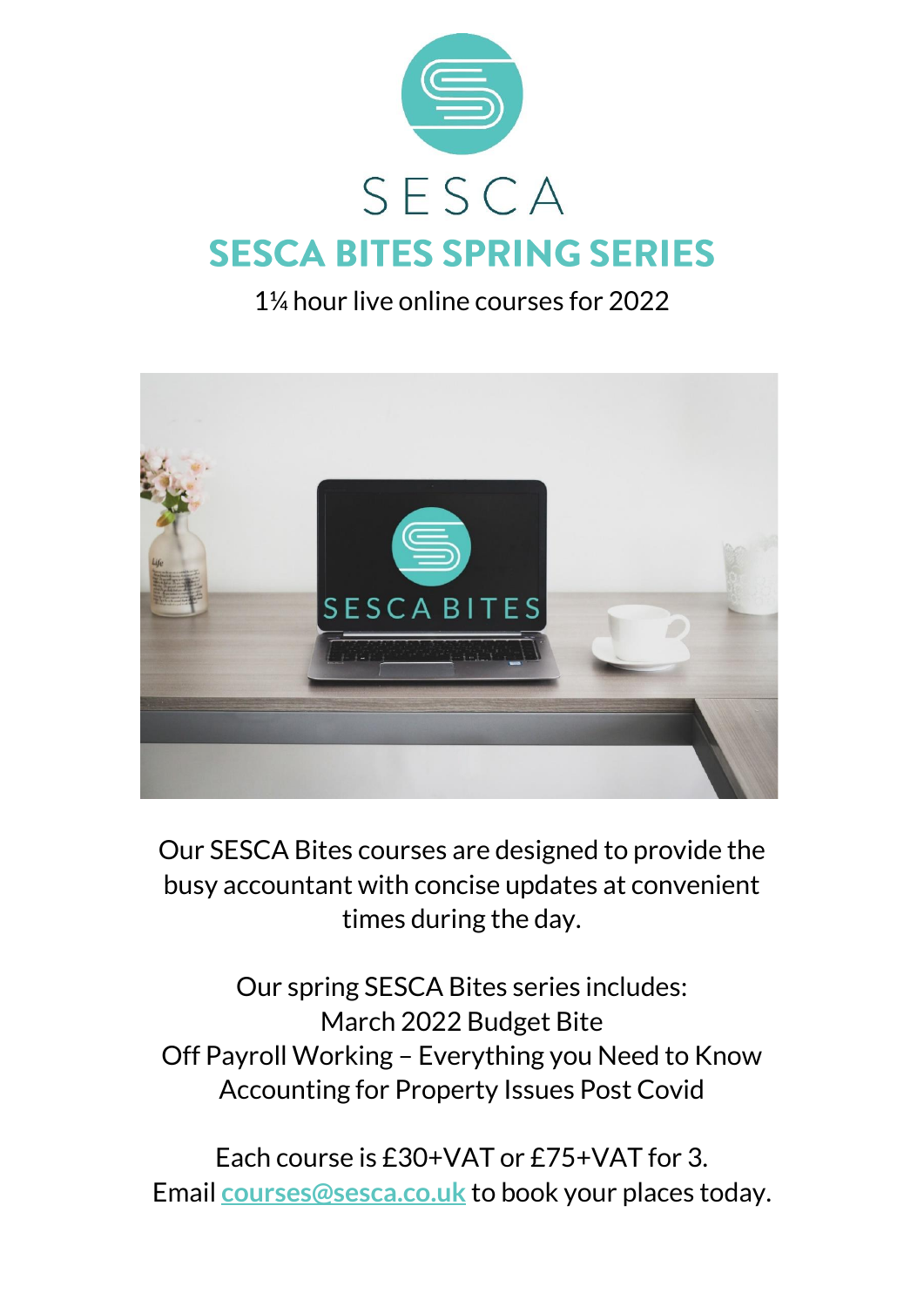SESCA

# SESCA BITES SPRING SERIES

1¼ hour live online courses for 2022

Our SESCA Bites courses are designed to provide the busy accountant with concise updates at convenient times during the day.

Our spring SESCA Bites series includes:
March 2022 Budget Bite
Off Payroll Working – Everything you Need to Know
Accounting for Property Issues Post Covid

Each course is £30+VAT or £75+VAT for 3.
Email **courses@sesca.co.uk** to book your places today.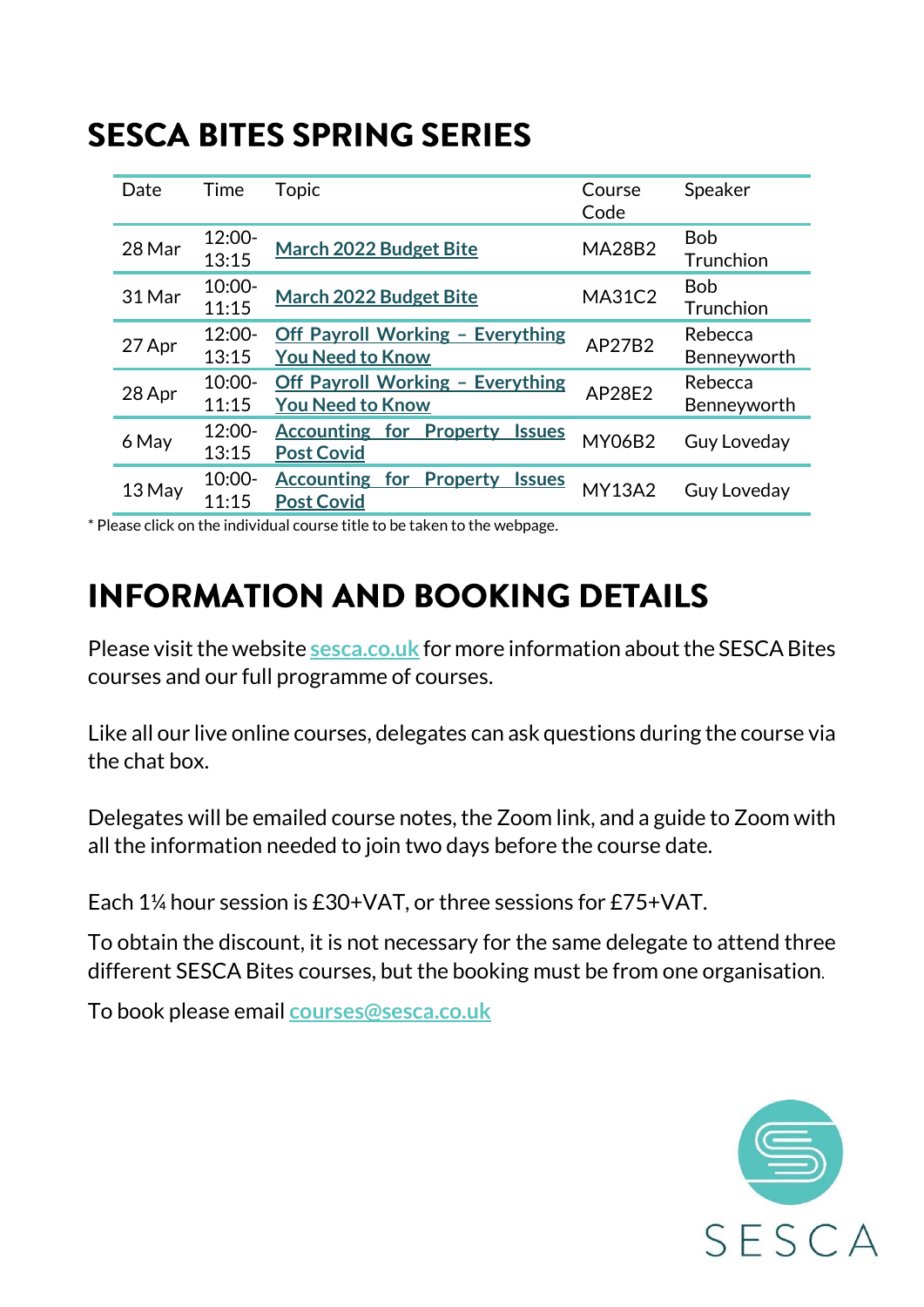# SESCA BITES SPRING SERIES

| Date | Time | Topic | Course Code | Speaker |
|---|---|---|---|---|
| 28 Mar | 12:00-13:15 | March 2022 Budget Bite | MA28B2 | Bob Trunchion |
| 31 Mar | 10:00-11:15 | March 2022 Budget Bite | MA31C2 | Bob Trunchion |
| 27 Apr | 12:00-13:15 | Off Payroll Working – Everything You Need to Know | AP27B2 | Rebecca Benneyworth |
| 28 Apr | 10:00-11:15 | Off Payroll Working – Everything You Need to Know | AP28E2 | Rebecca Benneyworth |
| 6 May | 12:00-13:15 | Accounting for Property Issues Post Covid | MY06B2 | Guy Loveday |
| 13 May | 10:00-11:15 | Accounting for Property Issues Post Covid | MY13A2 | Guy Loveday |

* Please click on the individual course title to be taken to the webpage.

# INFORMATION AND BOOKING DETAILS

Please visit the website sesca.co.uk for more information about the SESCA Bites courses and our full programme of courses.

Like all our live online courses, delegates can ask questions during the course via the chat box.

Delegates will be emailed course notes, the Zoom link, and a guide to Zoom with all the information needed to join two days before the course date.

Each 1¼ hour session is £30+VAT, or three sessions for £75+VAT.

To obtain the discount, it is not necessary for the same delegate to attend three different SESCA Bites courses, but the booking must be from one organisation.

To book please email courses@sesca.co.uk

SESCA